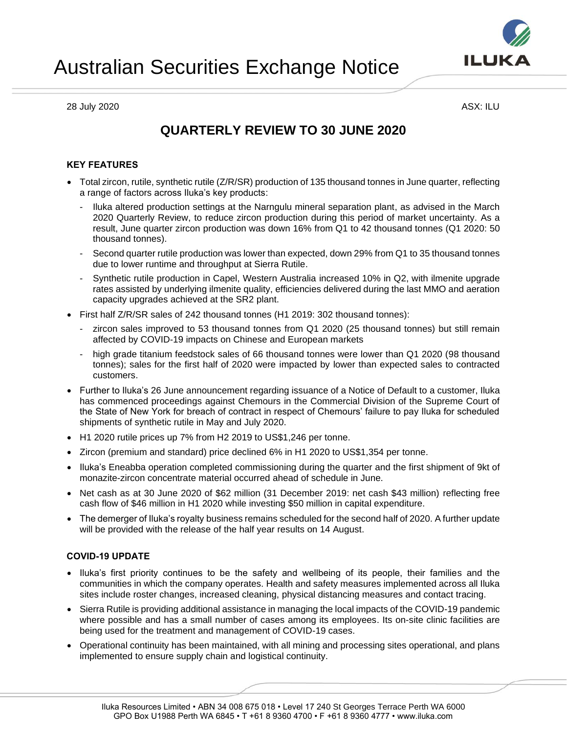# Australian Securities Exchange Notice

28 July 2020 ASX: ILU

## QUARTERLY REVIEW TO 30 JUNE 2020

### KEY FEATURES

- Total zircon, rutile, synthetic rutile (Z/R/SR) production of 135 thousand tonnes in June quarter, reflecting a range of factors across Iluka's key products:
  - Iluka altered production settings at the Narngulu mineral separation plant, as advised in the March 2020 Quarterly Review, to reduce zircon production during this period of market uncertainty. As a result, June quarter zircon production was down 16% from Q1 to 42 thousand tonnes (Q1 2020: 50 thousand tonnes).
  - Second quarter rutile production was lower than expected, down 29% from Q1 to 35 thousand tonnes due to lower runtime and throughput at Sierra Rutile.
  - Synthetic rutile production in Capel, Western Australia increased 10% in Q2, with ilmenite upgrade rates assisted by underlying ilmenite quality, efficiencies delivered during the last MMO and aeration capacity upgrades achieved at the SR2 plant.
- First half Z/R/SR sales of 242 thousand tonnes (H1 2019: 302 thousand tonnes):
  - zircon sales improved to 53 thousand tonnes from Q1 2020 (25 thousand tonnes) but still remain affected by COVID-19 impacts on Chinese and European markets
  - high grade titanium feedstock sales of 66 thousand tonnes were lower than Q1 2020 (98 thousand tonnes); sales for the first half of 2020 were impacted by lower than expected sales to contracted customers.
- Further to Iluka's 26 June announcement regarding issuance of a Notice of Default to a customer, Iluka has commenced proceedings against Chemours in the Commercial Division of the Supreme Court of the State of New York for breach of contract in respect of Chemours' failure to pay Iluka for scheduled shipments of synthetic rutile in May and July 2020.
- H1 2020 rutile prices up 7% from H2 2019 to US$1,246 per tonne.
- Zircon (premium and standard) price declined 6% in H1 2020 to US$1,354 per tonne.
- Iluka's Eneabba operation completed commissioning during the quarter and the first shipment of 9kt of monazite-zircon concentrate material occurred ahead of schedule in June.
- Net cash as at 30 June 2020 of $62 million (31 December 2019: net cash $43 million) reflecting free cash flow of $46 million in H1 2020 while investing $50 million in capital expenditure.
- The demerger of Iluka's royalty business remains scheduled for the second half of 2020. A further update will be provided with the release of the half year results on 14 August.

### COVID-19 UPDATE

- Iluka's first priority continues to be the safety and wellbeing of its people, their families and the communities in which the company operates. Health and safety measures implemented across all Iluka sites include roster changes, increased cleaning, physical distancing measures and contact tracing.
- Sierra Rutile is providing additional assistance in managing the local impacts of the COVID-19 pandemic where possible and has a small number of cases among its employees. Its on-site clinic facilities are being used for the treatment and management of COVID-19 cases.
- Operational continuity has been maintained, with all mining and processing sites operational, and plans implemented to ensure supply chain and logistical continuity.

Iluka Resources Limited • ABN 34 008 675 018 • Level 17 240 St Georges Terrace Perth WA 6000
GPO Box U1988 Perth WA 6845 • T +61 8 9360 4700 • F +61 8 9360 4777 • www.iluka.com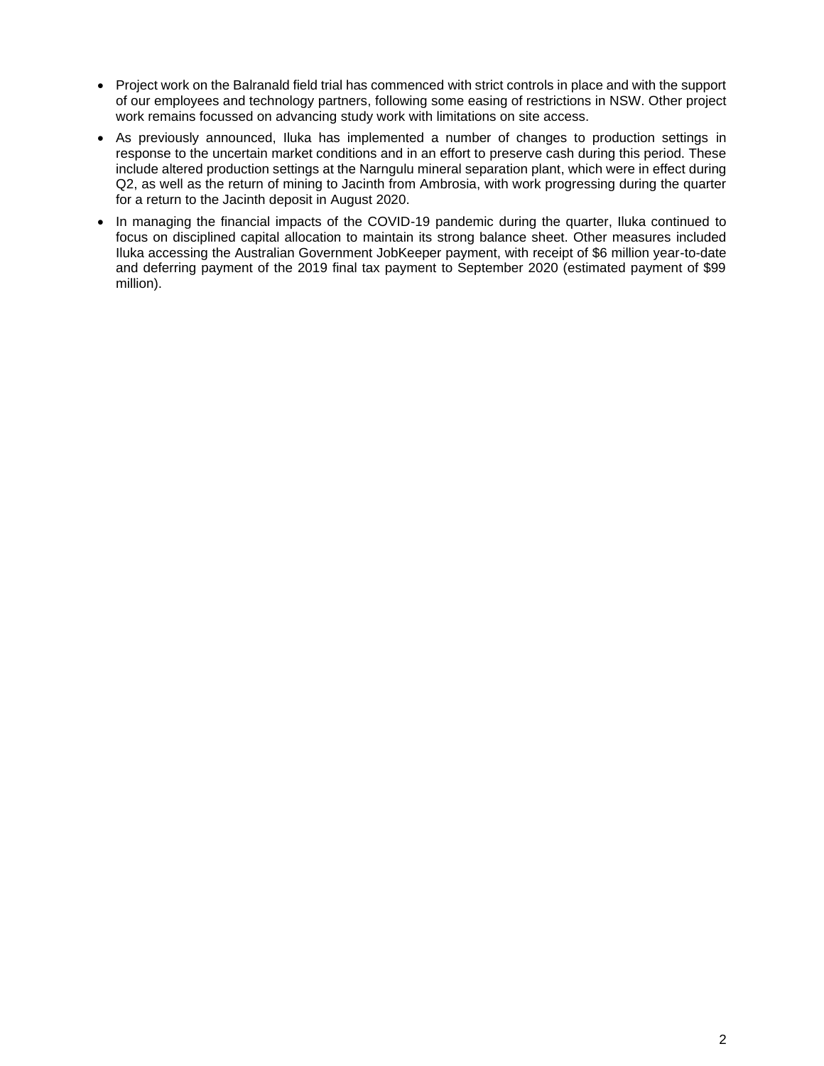- Project work on the Balranald field trial has commenced with strict controls in place and with the support of our employees and technology partners, following some easing of restrictions in NSW. Other project work remains focussed on advancing study work with limitations on site access.
- As previously announced, Iluka has implemented a number of changes to production settings in response to the uncertain market conditions and in an effort to preserve cash during this period. These include altered production settings at the Narngulu mineral separation plant, which were in effect during Q2, as well as the return of mining to Jacinth from Ambrosia, with work progressing during the quarter for a return to the Jacinth deposit in August 2020.
- In managing the financial impacts of the COVID-19 pandemic during the quarter, Iluka continued to focus on disciplined capital allocation to maintain its strong balance sheet. Other measures included Iluka accessing the Australian Government JobKeeper payment, with receipt of $6 million year-to-date and deferring payment of the 2019 final tax payment to September 2020 (estimated payment of $99 million).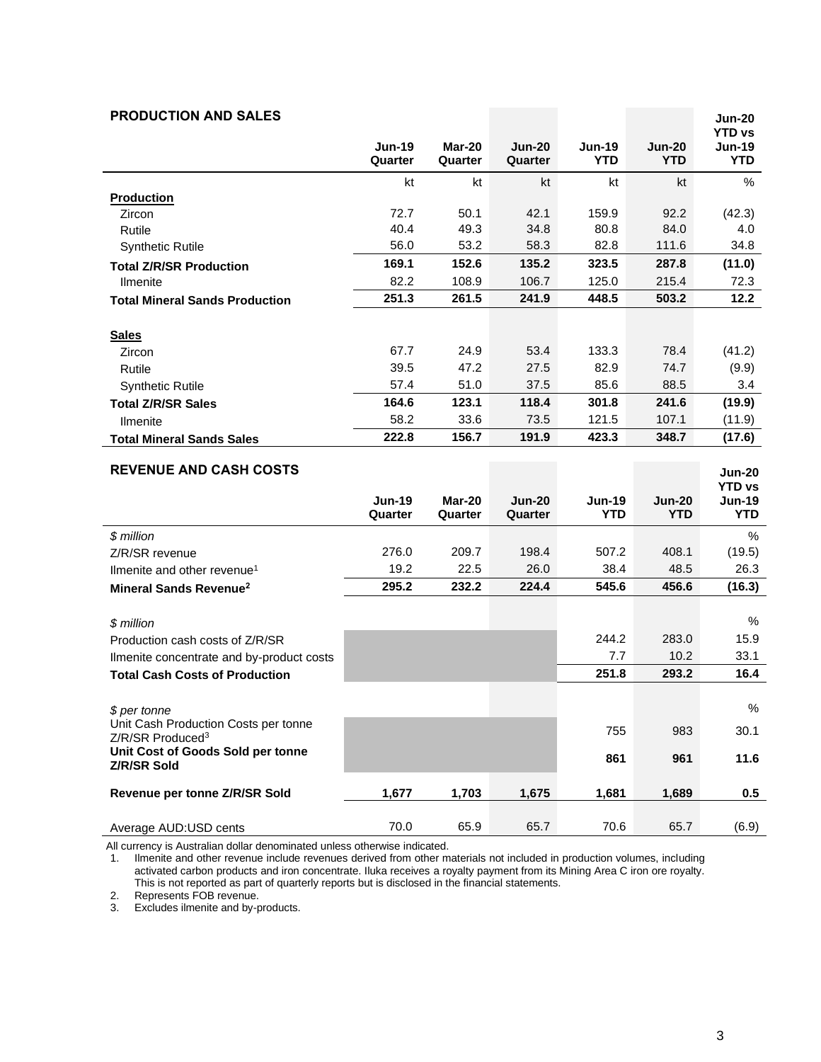## PRODUCTION AND SALES

| | Jun-19 Quarter | Mar-20 Quarter | Jun-20 Quarter | Jun-19 YTD | Jun-20 YTD | Jun-20 YTD vs Jun-19 YTD |
|---|---|---|---|---|---|---|
| | kt | kt | kt | kt | kt | % |
| **Production** | | | | | | |
| Zircon | 72.7 | 50.1 | 42.1 | 159.9 | 92.2 | (42.3) |
| Rutile | 40.4 | 49.3 | 34.8 | 80.8 | 84.0 | 4.0 |
| Synthetic Rutile | 56.0 | 53.2 | 58.3 | 82.8 | 111.6 | 34.8 |
| **Total Z/R/SR Production** | **169.1** | **152.6** | **135.2** | **323.5** | **287.8** | **(11.0)** |
| Ilmenite | 82.2 | 108.9 | 106.7 | 125.0 | 215.4 | 72.3 |
| **Total Mineral Sands Production** | **251.3** | **261.5** | **241.9** | **448.5** | **503.2** | **12.2** |
| **Sales** | | | | | | |
| Zircon | 67.7 | 24.9 | 53.4 | 133.3 | 78.4 | (41.2) |
| Rutile | 39.5 | 47.2 | 27.5 | 82.9 | 74.7 | (9.9) |
| Synthetic Rutile | 57.4 | 51.0 | 37.5 | 85.6 | 88.5 | 3.4 |
| **Total Z/R/SR Sales** | **164.6** | **123.1** | **118.4** | **301.8** | **241.6** | **(19.9)** |
| Ilmenite | 58.2 | 33.6 | 73.5 | 121.5 | 107.1 | (11.9) |
| **Total Mineral Sands Sales** | **222.8** | **156.7** | **191.9** | **423.3** | **348.7** | **(17.6)** |

## REVENUE AND CASH COSTS

| | Jun-19 Quarter | Mar-20 Quarter | Jun-20 Quarter | Jun-19 YTD | Jun-20 YTD | Jun-20 YTD vs Jun-19 YTD |
|---|---|---|---|---|---|---|
| *$ million* | | | | | | % |
| Z/R/SR revenue | 276.0 | 209.7 | 198.4 | 507.2 | 408.1 | (19.5) |
| Ilmenite and other revenue[1] | 19.2 | 22.5 | 26.0 | 38.4 | 48.5 | 26.3 |
| **Mineral Sands Revenue[2]** | **295.2** | **232.2** | **224.4** | **545.6** | **456.6** | **(16.3)** |
| *$ million* | | | | | | % |
| Production cash costs of Z/R/SR | | | | 244.2 | 283.0 | 15.9 |
| Ilmenite concentrate and by-product costs | | | | 7.7 | 10.2 | 33.1 |
| **Total Cash Costs of Production** | | | | **251.8** | **293.2** | **16.4** |
| *$ per tonne* | | | | | | % |
| Unit Cash Production Costs per tonne Z/R/SR Produced[3] | | | | 755 | 983 | 30.1 |
| **Unit Cost of Goods Sold per tonne Z/R/SR Sold** | | | | **861** | **961** | **11.6** |
| **Revenue per tonne Z/R/SR Sold** | **1,677** | **1,703** | **1,675** | **1,681** | **1,689** | **0.5** |
| Average AUD:USD cents | 70.0 | 65.9 | 65.7 | 70.6 | 65.7 | (6.9) |

All currency is Australian dollar denominated unless otherwise indicated.

1. Ilmenite and other revenue include revenues derived from other materials not included in production volumes, including activated carbon products and iron concentrate. Iluka receives a royalty payment from its Mining Area C iron ore royalty. This is not reported as part of quarterly reports but is disclosed in the financial statements.
2. Represents FOB revenue.
3. Excludes ilmenite and by-products.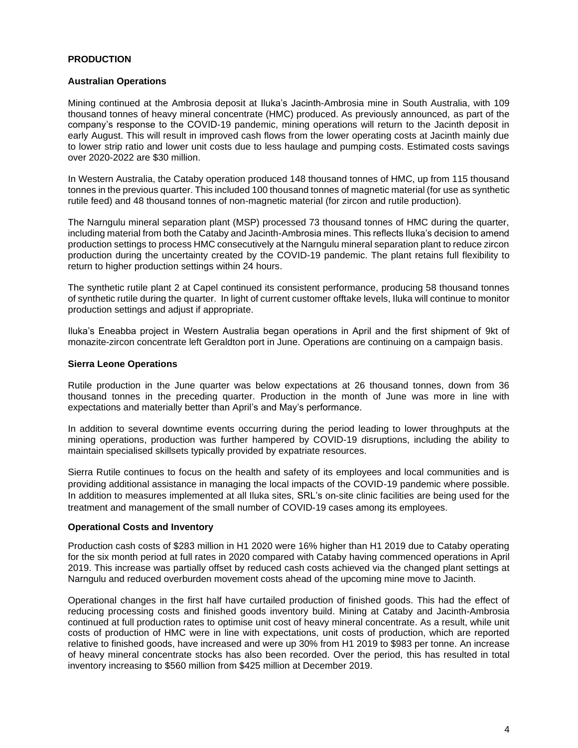## PRODUCTION

### Australian Operations

Mining continued at the Ambrosia deposit at Iluka's Jacinth-Ambrosia mine in South Australia, with 109 thousand tonnes of heavy mineral concentrate (HMC) produced. As previously announced, as part of the company's response to the COVID-19 pandemic, mining operations will return to the Jacinth deposit in early August. This will result in improved cash flows from the lower operating costs at Jacinth mainly due to lower strip ratio and lower unit costs due to less haulage and pumping costs. Estimated costs savings over 2020-2022 are $30 million.

In Western Australia, the Cataby operation produced 148 thousand tonnes of HMC, up from 115 thousand tonnes in the previous quarter. This included 100 thousand tonnes of magnetic material (for use as synthetic rutile feed) and 48 thousand tonnes of non-magnetic material (for zircon and rutile production).

The Narngulu mineral separation plant (MSP) processed 73 thousand tonnes of HMC during the quarter, including material from both the Cataby and Jacinth-Ambrosia mines. This reflects Iluka's decision to amend production settings to process HMC consecutively at the Narngulu mineral separation plant to reduce zircon production during the uncertainty created by the COVID-19 pandemic. The plant retains full flexibility to return to higher production settings within 24 hours.

The synthetic rutile plant 2 at Capel continued its consistent performance, producing 58 thousand tonnes of synthetic rutile during the quarter. In light of current customer offtake levels, Iluka will continue to monitor production settings and adjust if appropriate.

Iluka's Eneabba project in Western Australia began operations in April and the first shipment of 9kt of monazite-zircon concentrate left Geraldton port in June. Operations are continuing on a campaign basis.

### Sierra Leone Operations

Rutile production in the June quarter was below expectations at 26 thousand tonnes, down from 36 thousand tonnes in the preceding quarter. Production in the month of June was more in line with expectations and materially better than April's and May's performance.

In addition to several downtime events occurring during the period leading to lower throughputs at the mining operations, production was further hampered by COVID-19 disruptions, including the ability to maintain specialised skillsets typically provided by expatriate resources.

Sierra Rutile continues to focus on the health and safety of its employees and local communities and is providing additional assistance in managing the local impacts of the COVID-19 pandemic where possible. In addition to measures implemented at all Iluka sites, SRL's on-site clinic facilities are being used for the treatment and management of the small number of COVID-19 cases among its employees.

### Operational Costs and Inventory

Production cash costs of $283 million in H1 2020 were 16% higher than H1 2019 due to Cataby operating for the six month period at full rates in 2020 compared with Cataby having commenced operations in April 2019. This increase was partially offset by reduced cash costs achieved via the changed plant settings at Narngulu and reduced overburden movement costs ahead of the upcoming mine move to Jacinth.

Operational changes in the first half have curtailed production of finished goods. This had the effect of reducing processing costs and finished goods inventory build. Mining at Cataby and Jacinth-Ambrosia continued at full production rates to optimise unit cost of heavy mineral concentrate. As a result, while unit costs of production of HMC were in line with expectations, unit costs of production, which are reported relative to finished goods, have increased and were up 30% from H1 2019 to $983 per tonne. An increase of heavy mineral concentrate stocks has also been recorded. Over the period, this has resulted in total inventory increasing to $560 million from $425 million at December 2019.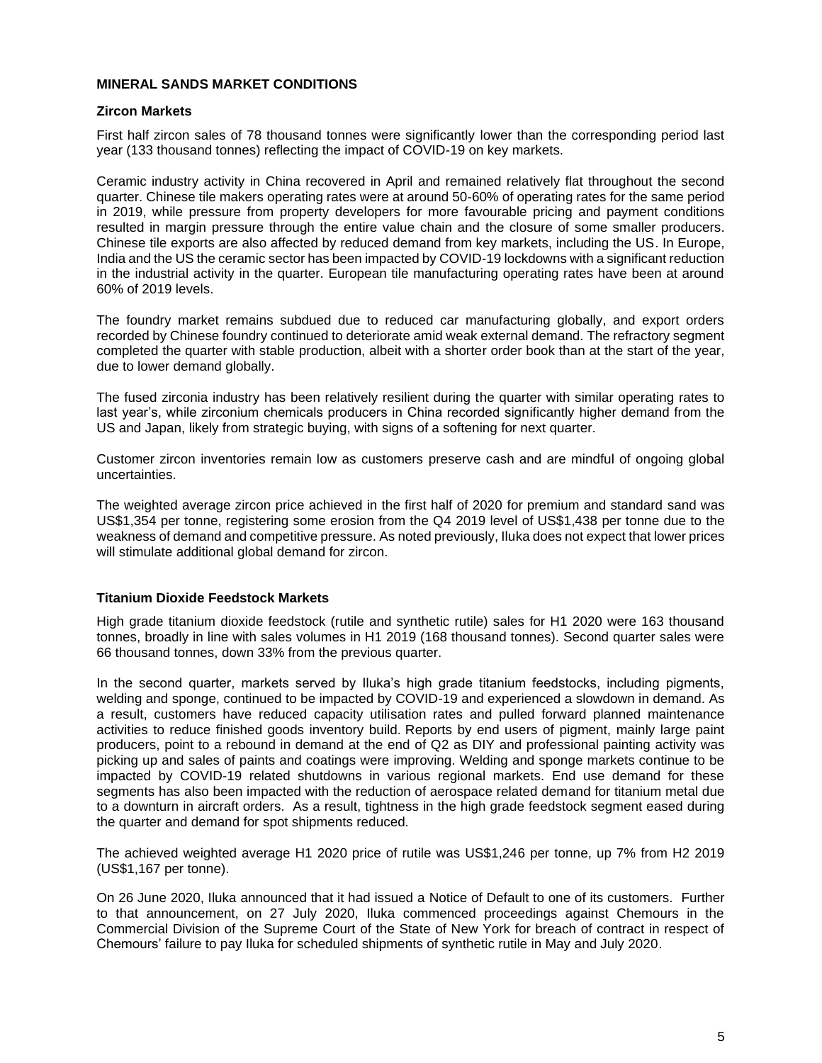## MINERAL SANDS MARKET CONDITIONS

### Zircon Markets

First half zircon sales of 78 thousand tonnes were significantly lower than the corresponding period last year (133 thousand tonnes) reflecting the impact of COVID-19 on key markets.

Ceramic industry activity in China recovered in April and remained relatively flat throughout the second quarter. Chinese tile makers operating rates were at around 50-60% of operating rates for the same period in 2019, while pressure from property developers for more favourable pricing and payment conditions resulted in margin pressure through the entire value chain and the closure of some smaller producers. Chinese tile exports are also affected by reduced demand from key markets, including the US. In Europe, India and the US the ceramic sector has been impacted by COVID-19 lockdowns with a significant reduction in the industrial activity in the quarter. European tile manufacturing operating rates have been at around 60% of 2019 levels.

The foundry market remains subdued due to reduced car manufacturing globally, and export orders recorded by Chinese foundry continued to deteriorate amid weak external demand. The refractory segment completed the quarter with stable production, albeit with a shorter order book than at the start of the year, due to lower demand globally.

The fused zirconia industry has been relatively resilient during the quarter with similar operating rates to last year's, while zirconium chemicals producers in China recorded significantly higher demand from the US and Japan, likely from strategic buying, with signs of a softening for next quarter.

Customer zircon inventories remain low as customers preserve cash and are mindful of ongoing global uncertainties.

The weighted average zircon price achieved in the first half of 2020 for premium and standard sand was US$1,354 per tonne, registering some erosion from the Q4 2019 level of US$1,438 per tonne due to the weakness of demand and competitive pressure. As noted previously, Iluka does not expect that lower prices will stimulate additional global demand for zircon.

### Titanium Dioxide Feedstock Markets

High grade titanium dioxide feedstock (rutile and synthetic rutile) sales for H1 2020 were 163 thousand tonnes, broadly in line with sales volumes in H1 2019 (168 thousand tonnes). Second quarter sales were 66 thousand tonnes, down 33% from the previous quarter.

In the second quarter, markets served by Iluka's high grade titanium feedstocks, including pigments, welding and sponge, continued to be impacted by COVID-19 and experienced a slowdown in demand. As a result, customers have reduced capacity utilisation rates and pulled forward planned maintenance activities to reduce finished goods inventory build. Reports by end users of pigment, mainly large paint producers, point to a rebound in demand at the end of Q2 as DIY and professional painting activity was picking up and sales of paints and coatings were improving. Welding and sponge markets continue to be impacted by COVID-19 related shutdowns in various regional markets. End use demand for these segments has also been impacted with the reduction of aerospace related demand for titanium metal due to a downturn in aircraft orders. As a result, tightness in the high grade feedstock segment eased during the quarter and demand for spot shipments reduced.

The achieved weighted average H1 2020 price of rutile was US$1,246 per tonne, up 7% from H2 2019 (US$1,167 per tonne).

On 26 June 2020, Iluka announced that it had issued a Notice of Default to one of its customers. Further to that announcement, on 27 July 2020, Iluka commenced proceedings against Chemours in the Commercial Division of the Supreme Court of the State of New York for breach of contract in respect of Chemours' failure to pay Iluka for scheduled shipments of synthetic rutile in May and July 2020.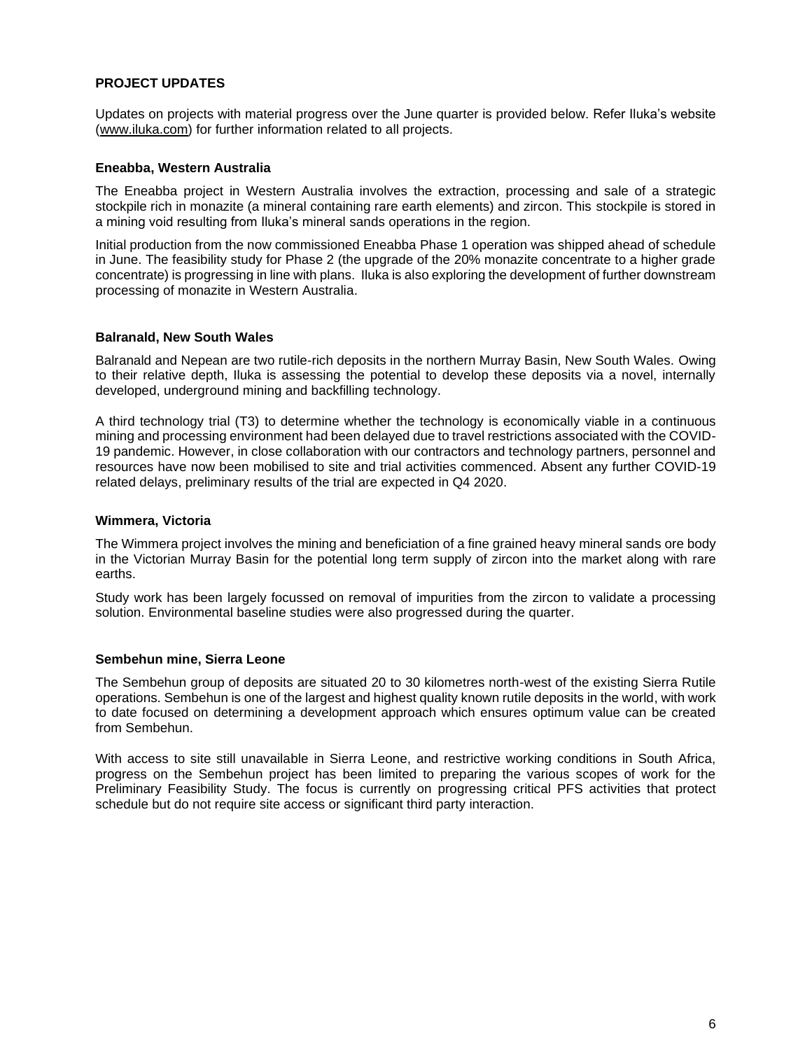## PROJECT UPDATES

Updates on projects with material progress over the June quarter is provided below. Refer Iluka's website (www.iluka.com) for further information related to all projects.

### Eneabba, Western Australia

The Eneabba project in Western Australia involves the extraction, processing and sale of a strategic stockpile rich in monazite (a mineral containing rare earth elements) and zircon. This stockpile is stored in a mining void resulting from Iluka's mineral sands operations in the region.

Initial production from the now commissioned Eneabba Phase 1 operation was shipped ahead of schedule in June. The feasibility study for Phase 2 (the upgrade of the 20% monazite concentrate to a higher grade concentrate) is progressing in line with plans. Iluka is also exploring the development of further downstream processing of monazite in Western Australia.

### Balranald, New South Wales

Balranald and Nepean are two rutile-rich deposits in the northern Murray Basin, New South Wales. Owing to their relative depth, Iluka is assessing the potential to develop these deposits via a novel, internally developed, underground mining and backfilling technology.

A third technology trial (T3) to determine whether the technology is economically viable in a continuous mining and processing environment had been delayed due to travel restrictions associated with the COVID-19 pandemic. However, in close collaboration with our contractors and technology partners, personnel and resources have now been mobilised to site and trial activities commenced. Absent any further COVID-19 related delays, preliminary results of the trial are expected in Q4 2020.

### Wimmera, Victoria

The Wimmera project involves the mining and beneficiation of a fine grained heavy mineral sands ore body in the Victorian Murray Basin for the potential long term supply of zircon into the market along with rare earths.

Study work has been largely focussed on removal of impurities from the zircon to validate a processing solution. Environmental baseline studies were also progressed during the quarter.

### Sembehun mine, Sierra Leone

The Sembehun group of deposits are situated 20 to 30 kilometres north-west of the existing Sierra Rutile operations. Sembehun is one of the largest and highest quality known rutile deposits in the world, with work to date focused on determining a development approach which ensures optimum value can be created from Sembehun.

With access to site still unavailable in Sierra Leone, and restrictive working conditions in South Africa, progress on the Sembehun project has been limited to preparing the various scopes of work for the Preliminary Feasibility Study. The focus is currently on progressing critical PFS activities that protect schedule but do not require site access or significant third party interaction.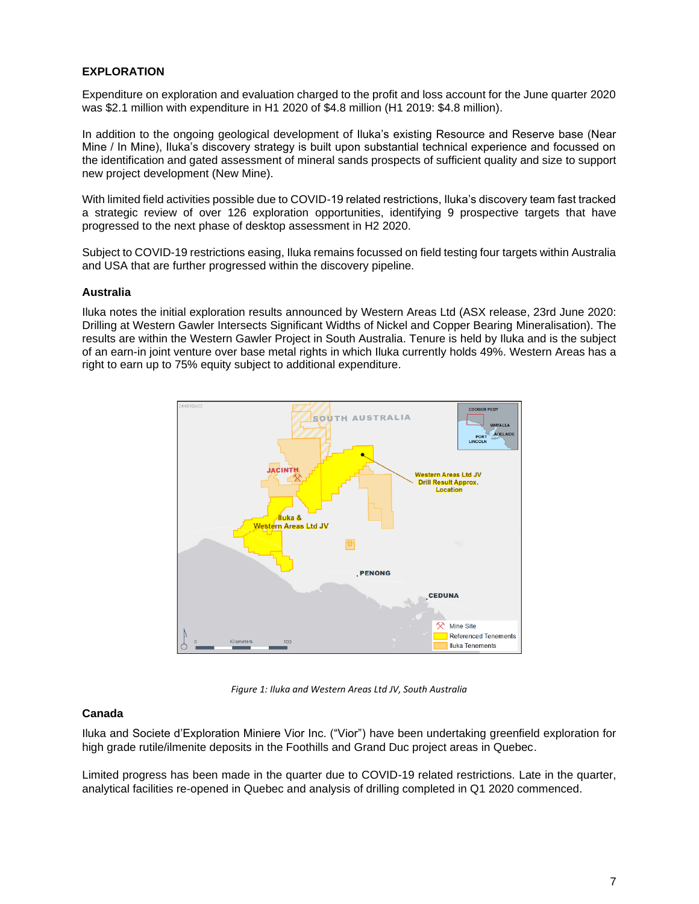## EXPLORATION

Expenditure on exploration and evaluation charged to the profit and loss account for the June quarter 2020 was $2.1 million with expenditure in H1 2020 of $4.8 million (H1 2019: $4.8 million).

In addition to the ongoing geological development of Iluka's existing Resource and Reserve base (Near Mine / In Mine), Iluka's discovery strategy is built upon substantial technical experience and focussed on the identification and gated assessment of mineral sands prospects of sufficient quality and size to support new project development (New Mine).

With limited field activities possible due to COVID-19 related restrictions, Iluka's discovery team fast tracked a strategic review of over 126 exploration opportunities, identifying 9 prospective targets that have progressed to the next phase of desktop assessment in H2 2020.

Subject to COVID-19 restrictions easing, Iluka remains focussed on field testing four targets within Australia and USA that are further progressed within the discovery pipeline.

### Australia

Iluka notes the initial exploration results announced by Western Areas Ltd (ASX release, 23rd June 2020: Drilling at Western Gawler Intersects Significant Widths of Nickel and Copper Bearing Mineralisation). The results are within the Western Gawler Project in South Australia. Tenure is held by Iluka and is the subject of an earn-in joint venture over base metal rights in which Iluka currently holds 49%. Western Areas has a right to earn up to 75% equity subject to additional expenditure.

*Figure 1: Iluka and Western Areas Ltd JV, South Australia*

### Canada

Iluka and Societe d'Exploration Miniere Vior Inc. ("Vior") have been undertaking greenfield exploration for high grade rutile/ilmenite deposits in the Foothills and Grand Duc project areas in Quebec.

Limited progress has been made in the quarter due to COVID-19 related restrictions. Late in the quarter, analytical facilities re-opened in Quebec and analysis of drilling completed in Q1 2020 commenced.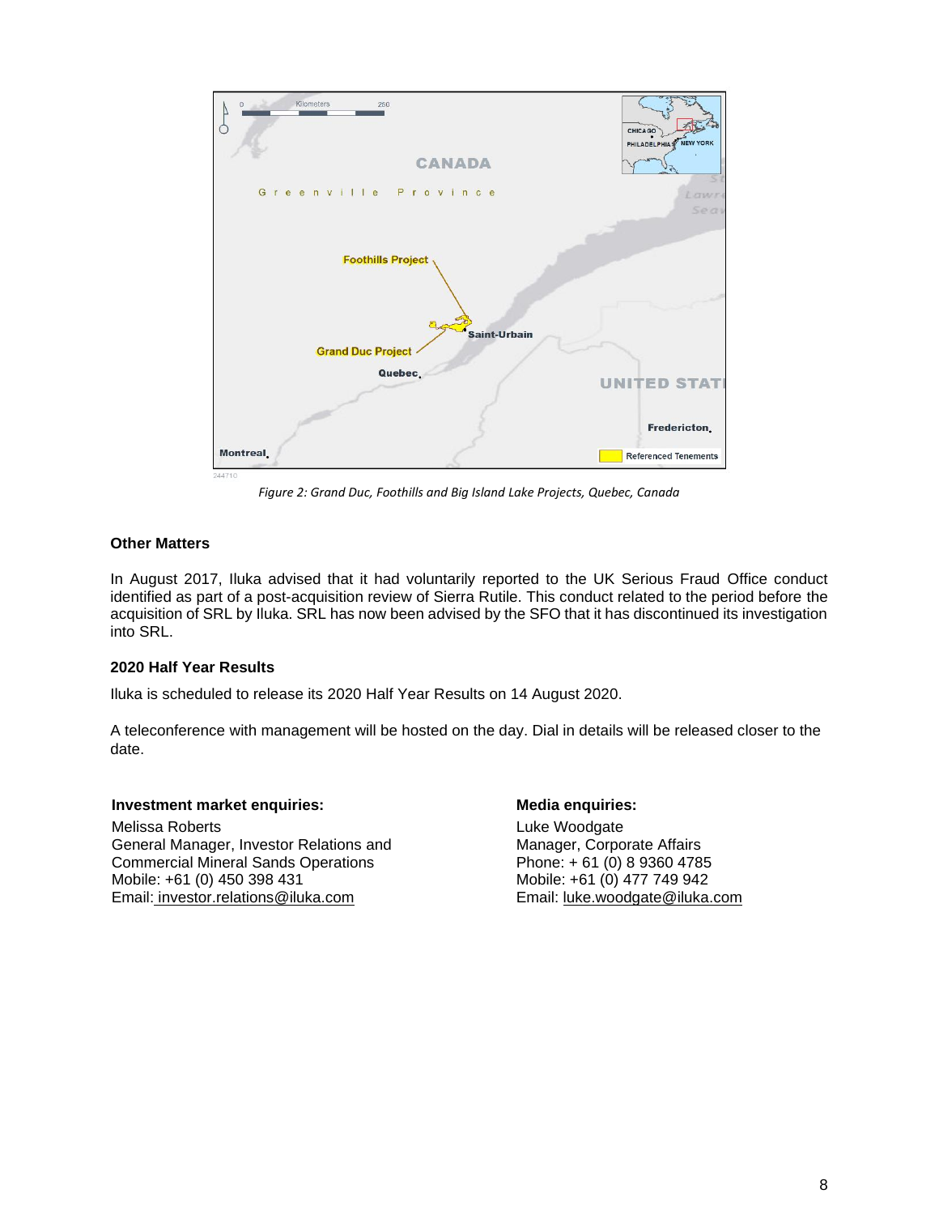*Figure 2: Grand Duc, Foothills and Big Island Lake Projects, Quebec, Canada*

### Other Matters

In August 2017, Iluka advised that it had voluntarily reported to the UK Serious Fraud Office conduct identified as part of a post-acquisition review of Sierra Rutile. This conduct related to the period before the acquisition of SRL by Iluka. SRL has now been advised by the SFO that it has discontinued its investigation into SRL.

### 2020 Half Year Results

Iluka is scheduled to release its 2020 Half Year Results on 14 August 2020.

A teleconference with management will be hosted on the day. Dial in details will be released closer to the date.

**Investment market enquiries:**
Melissa Roberts
General Manager, Investor Relations and Commercial Mineral Sands Operations
Mobile: +61 (0) 450 398 431
Email: investor.relations@iluka.com

**Media enquiries:**
Luke Woodgate
Manager, Corporate Affairs
Phone: + 61 (0) 8 9360 4785
Mobile: +61 (0) 477 749 942
Email: luke.woodgate@iluka.com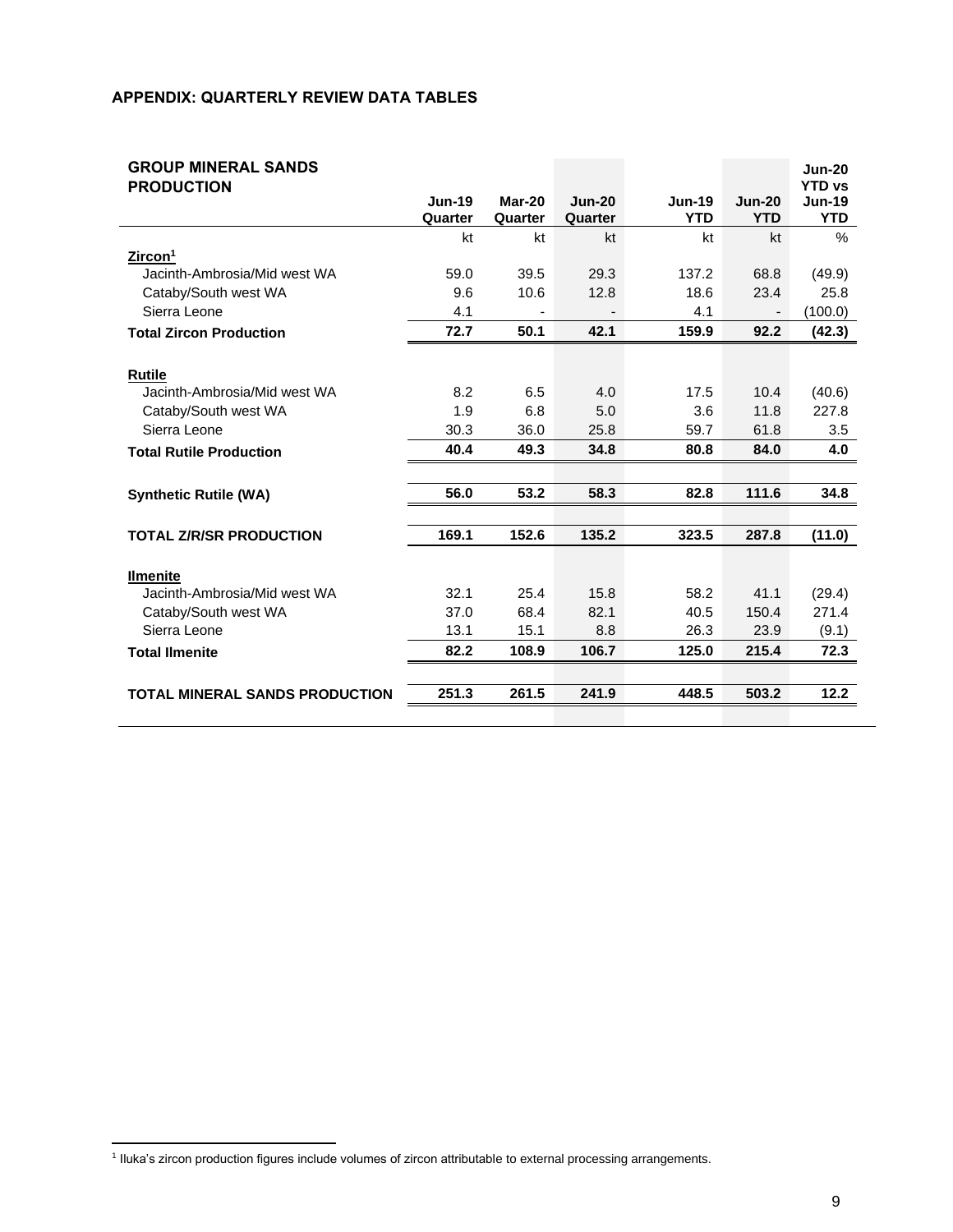## APPENDIX: QUARTERLY REVIEW DATA TABLES

| GROUP MINERAL SANDS PRODUCTION | Jun-19 Quarter | Mar-20 Quarter | Jun-20 Quarter | Jun-19 YTD | Jun-20 YTD | Jun-20 YTD vs Jun-19 YTD |
|---|---|---|---|---|---|---|
| | kt | kt | kt | kt | kt | % |
| **Zircon[1]** | | | | | | |
| Jacinth-Ambrosia/Mid west WA | 59.0 | 39.5 | 29.3 | 137.2 | 68.8 | (49.9) |
| Cataby/South west WA | 9.6 | 10.6 | 12.8 | 18.6 | 23.4 | 25.8 |
| Sierra Leone | 4.1 | - | - | 4.1 | - | (100.0) |
| **Total Zircon Production** | **72.7** | **50.1** | **42.1** | **159.9** | **92.2** | **(42.3)** |
| **Rutile** | | | | | | |
| Jacinth-Ambrosia/Mid west WA | 8.2 | 6.5 | 4.0 | 17.5 | 10.4 | (40.6) |
| Cataby/South west WA | 1.9 | 6.8 | 5.0 | 3.6 | 11.8 | 227.8 |
| Sierra Leone | 30.3 | 36.0 | 25.8 | 59.7 | 61.8 | 3.5 |
| **Total Rutile Production** | **40.4** | **49.3** | **34.8** | **80.8** | **84.0** | **4.0** |
| **Synthetic Rutile (WA)** | **56.0** | **53.2** | **58.3** | **82.8** | **111.6** | **34.8** |
| **TOTAL Z/R/SR PRODUCTION** | **169.1** | **152.6** | **135.2** | **323.5** | **287.8** | **(11.0)** |
| **Ilmenite** | | | | | | |
| Jacinth-Ambrosia/Mid west WA | 32.1 | 25.4 | 15.8 | 58.2 | 41.1 | (29.4) |
| Cataby/South west WA | 37.0 | 68.4 | 82.1 | 40.5 | 150.4 | 271.4 |
| Sierra Leone | 13.1 | 15.1 | 8.8 | 26.3 | 23.9 | (9.1) |
| **Total Ilmenite** | **82.2** | **108.9** | **106.7** | **125.0** | **215.4** | **72.3** |
| **TOTAL MINERAL SANDS PRODUCTION** | **251.3** | **261.5** | **241.9** | **448.5** | **503.2** | **12.2** |

[1] Iluka's zircon production figures include volumes of zircon attributable to external processing arrangements.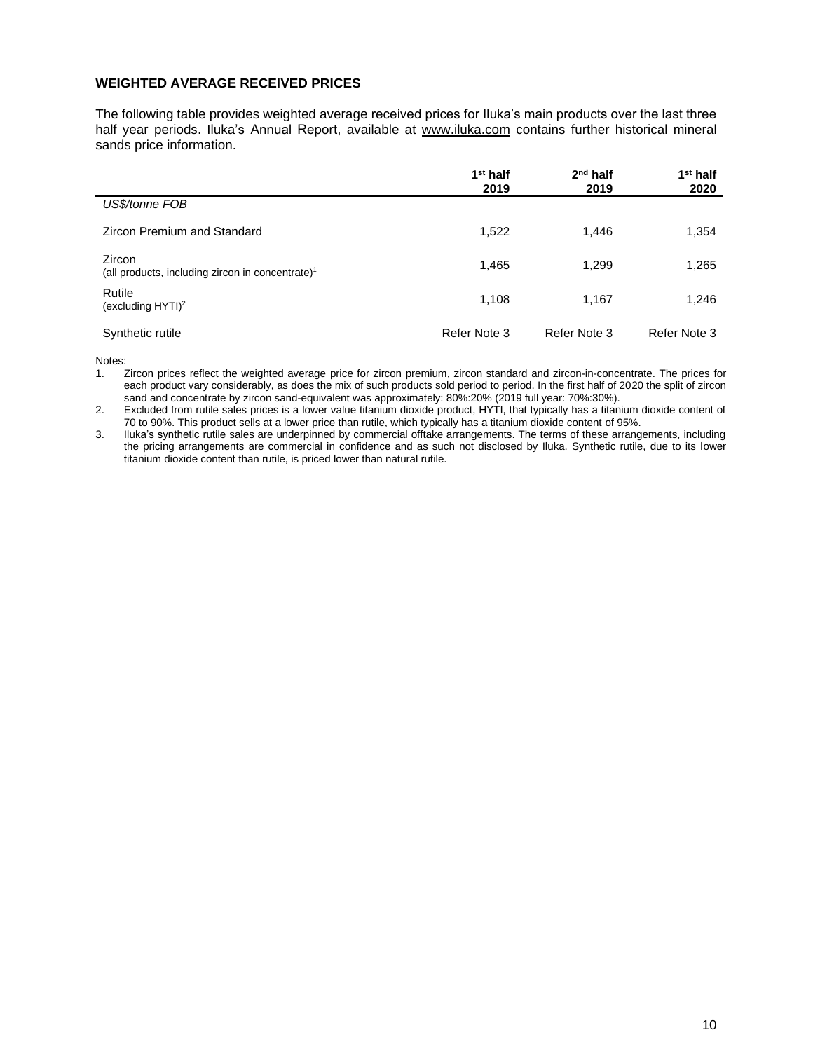## WEIGHTED AVERAGE RECEIVED PRICES

The following table provides weighted average received prices for Iluka's main products over the last three half year periods. Iluka's Annual Report, available at www.iluka.com contains further historical mineral sands price information.

| | 1st half 2019 | 2nd half 2019 | 1st half 2020 |
|---|---|---|---|
| *US$/tonne FOB* | | | |
| Zircon Premium and Standard | 1,522 | 1,446 | 1,354 |
| Zircon (all products, including zircon in concentrate)[1] | 1,465 | 1,299 | 1,265 |
| Rutile (excluding HYTI)[2] | 1,108 | 1,167 | 1,246 |
| Synthetic rutile | Refer Note 3 | Refer Note 3 | Refer Note 3 |

Notes:

1. Zircon prices reflect the weighted average price for zircon premium, zircon standard and zircon-in-concentrate. The prices for each product vary considerably, as does the mix of such products sold period to period. In the first half of 2020 the split of zircon sand and concentrate by zircon sand-equivalent was approximately: 80%:20% (2019 full year: 70%:30%).
2. Excluded from rutile sales prices is a lower value titanium dioxide product, HYTI, that typically has a titanium dioxide content of 70 to 90%. This product sells at a lower price than rutile, which typically has a titanium dioxide content of 95%.
3. Iluka's synthetic rutile sales are underpinned by commercial offtake arrangements. The terms of these arrangements, including the pricing arrangements are commercial in confidence and as such not disclosed by Iluka. Synthetic rutile, due to its lower titanium dioxide content than rutile, is priced lower than natural rutile.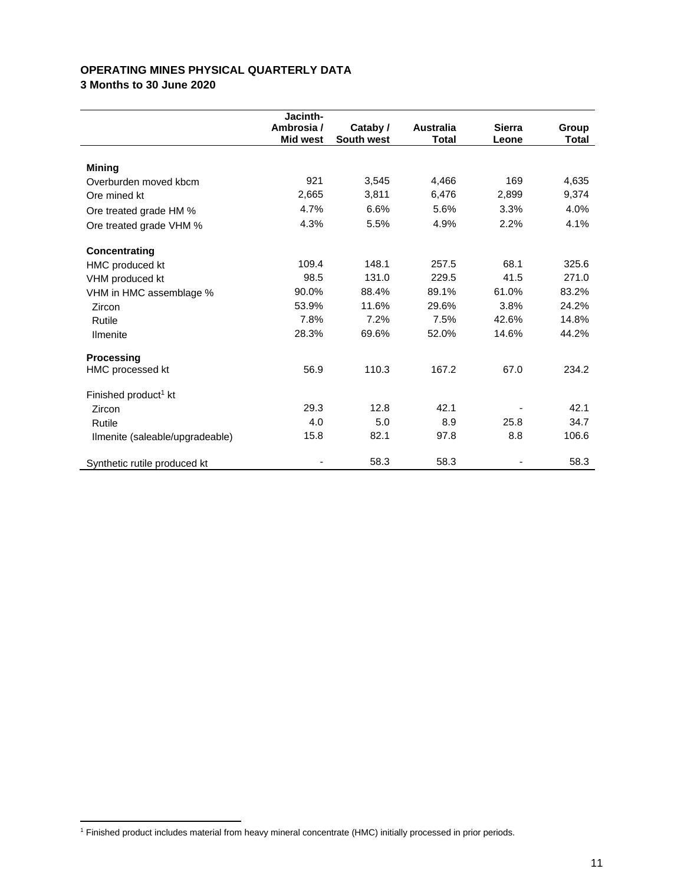**OPERATING MINES PHYSICAL QUARTERLY DATA**
**3 Months to 30 June 2020**

| | Jacinth-Ambrosia / Mid west | Cataby / South west | Australia Total | Sierra Leone | Group Total |
|---|---|---|---|---|---|
| **Mining** | | | | | |
| Overburden moved kbcm | 921 | 3,545 | 4,466 | 169 | 4,635 |
| Ore mined kt | 2,665 | 3,811 | 6,476 | 2,899 | 9,374 |
| Ore treated grade HM % | 4.7% | 6.6% | 5.6% | 3.3% | 4.0% |
| Ore treated grade VHM % | 4.3% | 5.5% | 4.9% | 2.2% | 4.1% |
| **Concentrating** | | | | | |
| HMC produced kt | 109.4 | 148.1 | 257.5 | 68.1 | 325.6 |
| VHM produced kt | 98.5 | 131.0 | 229.5 | 41.5 | 271.0 |
| VHM in HMC assemblage % | 90.0% | 88.4% | 89.1% | 61.0% | 83.2% |
| Zircon | 53.9% | 11.6% | 29.6% | 3.8% | 24.2% |
| Rutile | 7.8% | 7.2% | 7.5% | 42.6% | 14.8% |
| Ilmenite | 28.3% | 69.6% | 52.0% | 14.6% | 44.2% |
| **Processing** | | | | | |
| HMC processed kt | 56.9 | 110.3 | 167.2 | 67.0 | 234.2 |
| Finished product[1] kt | | | | | |
| Zircon | 29.3 | 12.8 | 42.1 | - | 42.1 |
| Rutile | 4.0 | 5.0 | 8.9 | 25.8 | 34.7 |
| Ilmenite (saleable/upgradeable) | 15.8 | 82.1 | 97.8 | 8.8 | 106.6 |
| Synthetic rutile produced kt | - | 58.3 | 58.3 | - | 58.3 |

[1] Finished product includes material from heavy mineral concentrate (HMC) initially processed in prior periods.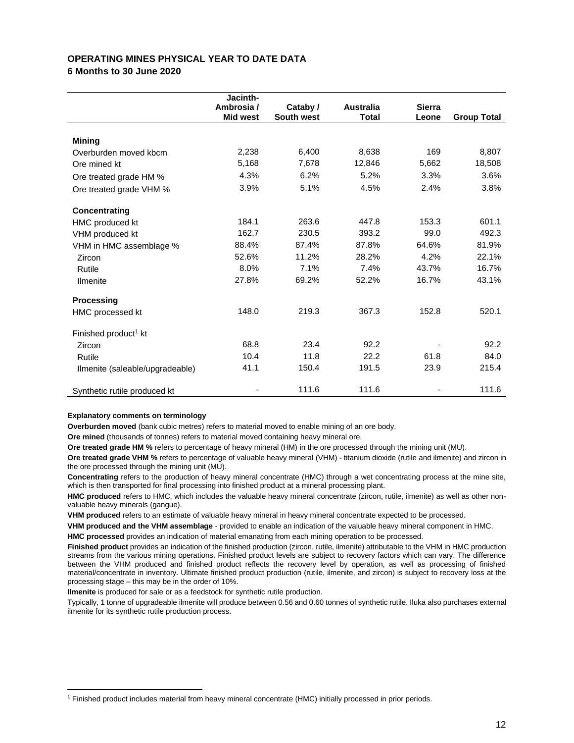## OPERATING MINES PHYSICAL YEAR TO DATE DATA

**6 Months to 30 June 2020**

| | Jacinth-Ambrosia / Mid west | Cataby / South west | Australia Total | Sierra Leone | Group Total |
|---|---|---|---|---|---|
| **Mining** | | | | | |
| Overburden moved kbcm | 2,238 | 6,400 | 8,638 | 169 | 8,807 |
| Ore mined kt | 5,168 | 7,678 | 12,846 | 5,662 | 18,508 |
| Ore treated grade HM % | 4.3% | 6.2% | 5.2% | 3.3% | 3.6% |
| Ore treated grade VHM % | 3.9% | 5.1% | 4.5% | 2.4% | 3.8% |
| **Concentrating** | | | | | |
| HMC produced kt | 184.1 | 263.6 | 447.8 | 153.3 | 601.1 |
| VHM produced kt | 162.7 | 230.5 | 393.2 | 99.0 | 492.3 |
| VHM in HMC assemblage % | 88.4% | 87.4% | 87.8% | 64.6% | 81.9% |
| Zircon | 52.6% | 11.2% | 28.2% | 4.2% | 22.1% |
| Rutile | 8.0% | 7.1% | 7.4% | 43.7% | 16.7% |
| Ilmenite | 27.8% | 69.2% | 52.2% | 16.7% | 43.1% |
| **Processing** | | | | | |
| HMC processed kt | 148.0 | 219.3 | 367.3 | 152.8 | 520.1 |
| Finished product[1] kt | | | | | |
| Zircon | 68.8 | 23.4 | 92.2 | - | 92.2 |
| Rutile | 10.4 | 11.8 | 22.2 | 61.8 | 84.0 |
| Ilmenite (saleable/upgradeable) | 41.1 | 150.4 | 191.5 | 23.9 | 215.4 |
| Synthetic rutile produced kt | - | 111.6 | 111.6 | - | 111.6 |

**Explanatory comments on terminology**

**Overburden moved** (bank cubic metres) refers to material moved to enable mining of an ore body.

**Ore mined** (thousands of tonnes) refers to material moved containing heavy mineral ore.

**Ore treated grade HM %** refers to percentage of heavy mineral (HM) in the ore processed through the mining unit (MU).

**Ore treated grade VHM %** refers to percentage of valuable heavy mineral (VHM) - titanium dioxide (rutile and ilmenite) and zircon in the ore processed through the mining unit (MU).

**Concentrating** refers to the production of heavy mineral concentrate (HMC) through a wet concentrating process at the mine site, which is then transported for final processing into finished product at a mineral processing plant.

**HMC produced** refers to HMC, which includes the valuable heavy mineral concentrate (zircon, rutile, ilmenite) as well as other non-valuable heavy minerals (gangue).

**VHM produced** refers to an estimate of valuable heavy mineral in heavy mineral concentrate expected to be processed.

**VHM produced and the VHM assemblage** - provided to enable an indication of the valuable heavy mineral component in HMC.

**HMC processed** provides an indication of material emanating from each mining operation to be processed.

**Finished product** provides an indication of the finished production (zircon, rutile, ilmenite) attributable to the VHM in HMC production streams from the various mining operations. Finished product levels are subject to recovery factors which can vary. The difference between the VHM produced and finished product reflects the recovery level by operation, as well as processing of finished material/concentrate in inventory. Ultimate finished product production (rutile, ilmenite, and zircon) is subject to recovery loss at the processing stage – this may be in the order of 10%.

**Ilmenite** is produced for sale or as a feedstock for synthetic rutile production.

Typically, 1 tonne of upgradeable ilmenite will produce between 0.56 and 0.60 tonnes of synthetic rutile. Iluka also purchases external ilmenite for its synthetic rutile production process.

[1] Finished product includes material from heavy mineral concentrate (HMC) initially processed in prior periods.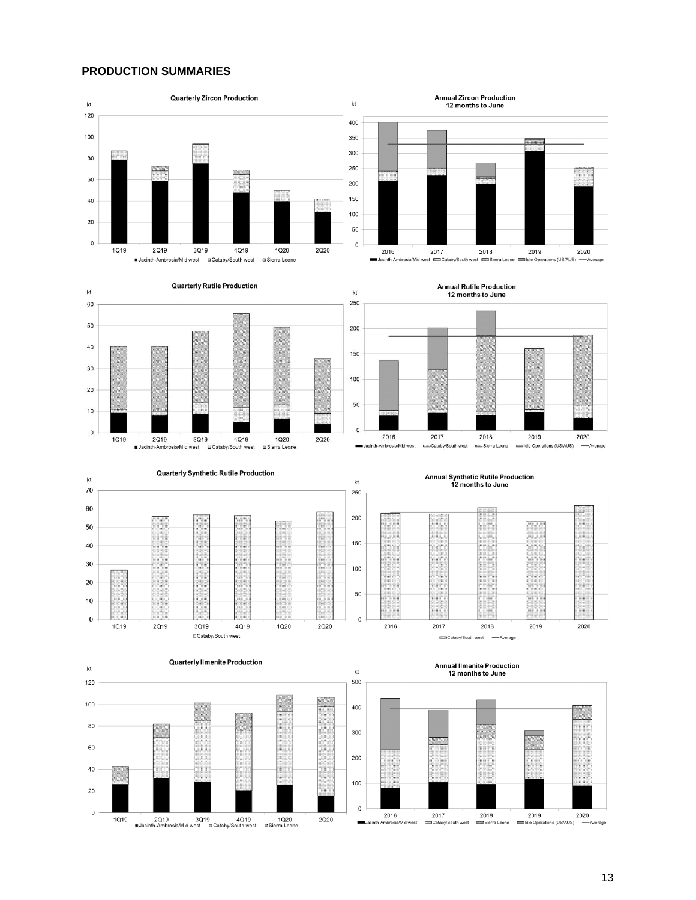# PRODUCTION SUMMARIES

Quarterly Zircon Production

kt

120
100
80
60
40
20
0

1Q19 2Q19 3Q19 4Q19 1Q20 2Q20

■ Jacinth-Ambrosia/Mid west ■ Cataby/South west ■ Sierra Leone

Annual Zircon Production
12 months to June

kt

400
350
300
250
200
150
100
50
0

2016 2017 2018 2019 2020

■ Jacinth-Ambrosia/Mid west ■ Cataby/South west ■ Sierra Leone ■ Idle Operations (US/AUS) — Average

Quarterly Rutile Production

kt

60
50
40
30
20
10
0

1Q19 2Q19 3Q19 4Q19 1Q20 2Q20

■ Jacinth-Ambrosia/Mid west ■ Cataby/South west ■ Sierra Leone

Annual Rutile Production
12 months to June

kt

250
200
150
100
50
0

2016 2017 2018 2019 2020

■ Jacinth-Ambrosia/Mid west ■ Cataby/South west ■ Sierra Leone ■ Idle Operations (US/AUS) — Average

Quarterly Synthetic Rutile Production

kt

70
60
50
40
30
20
10
0

1Q19 2Q19 3Q19 4Q19 1Q20 2Q20

■ Cataby/South west

Annual Synthetic Rutile Production
12 months to June

kt

250
200
150
100
50
0

2016 2017 2018 2019 2020

■ Cataby/South west — Average

Quarterly Ilmenite Production

kt

120
100
80
60
40
20
0

1Q19 2Q19 3Q19 4Q19 1Q20 2Q20

■ Jacinth-Ambrosia/Mid west ■ Cataby/South west ■ Sierra Leone

Annual Ilmenite Production
12 months to June

kt

500
400
300
200
100
0

2016 2017 2018 2019 2020

■ Jacinth-Ambrosia/Mid west ■ Cataby/South west ■ Sierra Leone ■ Idle Operations (US/AUS) — Average